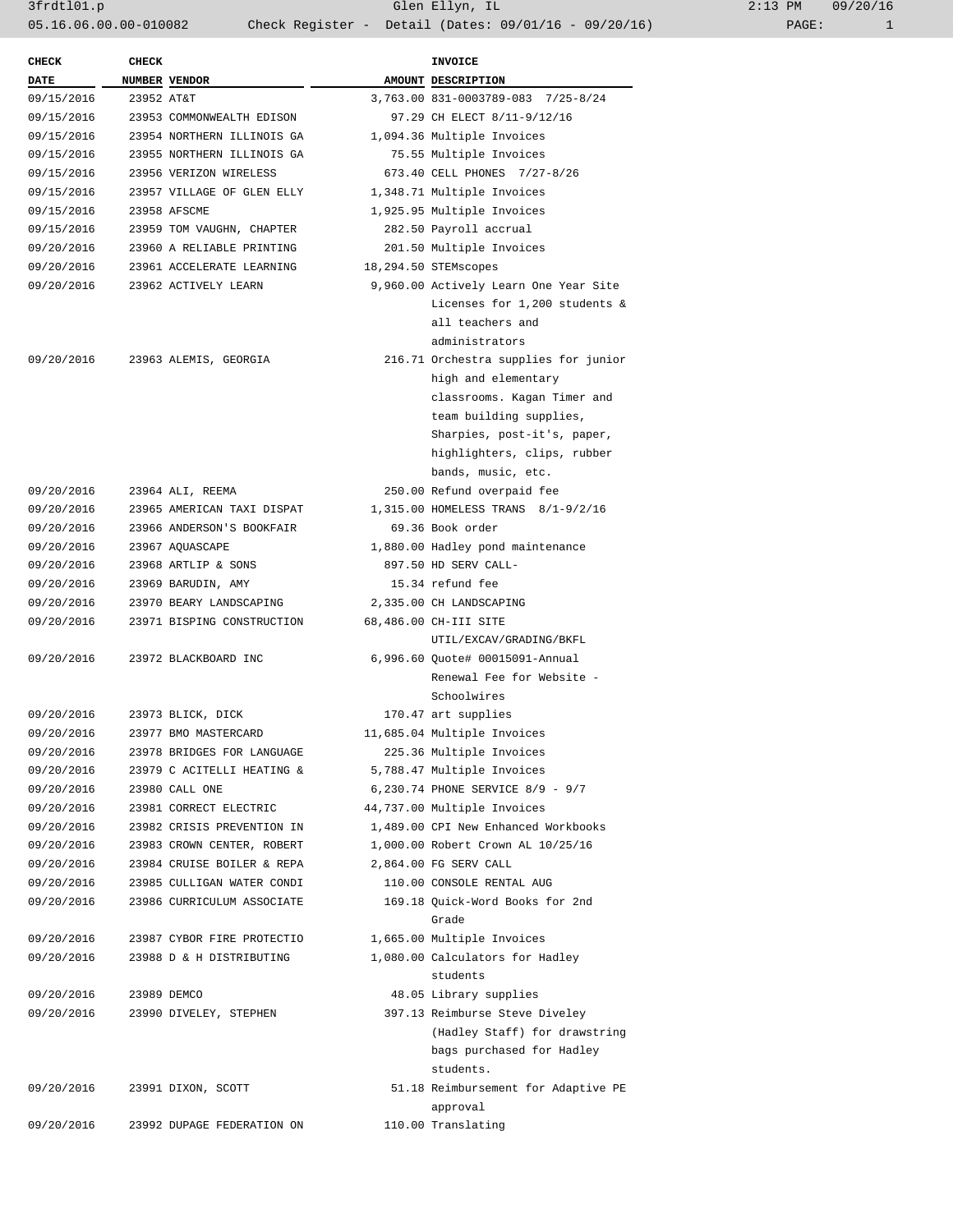| CHECK DATE | CHECK NUMBER | VENDOR | AMOUNT | INVOICE DESCRIPTION |
|---|---|---|---|---|
| 09/15/2016 | 23952 | AT&T | 3,763.00 | 831-0003789-083 7/25-8/24 |
| 09/15/2016 | 23953 | COMMONWEALTH EDISON | 97.29 | CH ELECT 8/11-9/12/16 |
| 09/15/2016 | 23954 | NORTHERN ILLINOIS GA | 1,094.36 | Multiple Invoices |
| 09/15/2016 | 23955 | NORTHERN ILLINOIS GA | 75.55 | Multiple Invoices |
| 09/15/2016 | 23956 | VERIZON WIRELESS | 673.40 | CELL PHONES 7/27-8/26 |
| 09/15/2016 | 23957 | VILLAGE OF GLEN ELLY | 1,348.71 | Multiple Invoices |
| 09/15/2016 | 23958 | AFSCME | 1,925.95 | Multiple Invoices |
| 09/15/2016 | 23959 | TOM VAUGHN, CHAPTER | 282.50 | Payroll accrual |
| 09/20/2016 | 23960 | A RELIABLE PRINTING | 201.50 | Multiple Invoices |
| 09/20/2016 | 23961 | ACCELERATE LEARNING | 18,294.50 | STEMscopes |
| 09/20/2016 | 23962 | ACTIVELY LEARN | 9,960.00 | Actively Learn One Year Site Licenses for 1,200 students & all teachers and administrators |
| 09/20/2016 | 23963 | ALEMIS, GEORGIA | 216.71 | Orchestra supplies for junior high and elementary classrooms. Kagan Timer and team building supplies, Sharpies, post-it's, paper, highlighters, clips, rubber bands, music, etc. |
| 09/20/2016 | 23964 | ALI, REEMA | 250.00 | Refund overpaid fee |
| 09/20/2016 | 23965 | AMERICAN TAXI DISPAT | 1,315.00 | HOMELESS TRANS 8/1-9/2/16 |
| 09/20/2016 | 23966 | ANDERSON'S BOOKFAIR | 69.36 | Book order |
| 09/20/2016 | 23967 | AQUASCAPE | 1,880.00 | Hadley pond maintenance |
| 09/20/2016 | 23968 | ARTLIP & SONS | 897.50 | HD SERV CALL- |
| 09/20/2016 | 23969 | BARUDIN, AMY | 15.34 | refund fee |
| 09/20/2016 | 23970 | BEARY LANDSCAPING | 2,335.00 | CH LANDSCAPING |
| 09/20/2016 | 23971 | BISPING CONSTRUCTION | 68,486.00 | CH-III SITE UTIL/EXCAV/GRADING/BKFL |
| 09/20/2016 | 23972 | BLACKBOARD INC | 6,996.60 | Quote# 00015091-Annual Renewal Fee for Website - Schoolwires |
| 09/20/2016 | 23973 | BLICK, DICK | 170.47 | art supplies |
| 09/20/2016 | 23977 | BMO MASTERCARD | 11,685.04 | Multiple Invoices |
| 09/20/2016 | 23978 | BRIDGES FOR LANGUAGE | 225.36 | Multiple Invoices |
| 09/20/2016 | 23979 | C ACITELLI HEATING & | 5,788.47 | Multiple Invoices |
| 09/20/2016 | 23980 | CALL ONE | 6,230.74 | PHONE SERVICE 8/9 - 9/7 |
| 09/20/2016 | 23981 | CORRECT ELECTRIC | 44,737.00 | Multiple Invoices |
| 09/20/2016 | 23982 | CRISIS PREVENTION IN | 1,489.00 | CPI New Enhanced Workbooks |
| 09/20/2016 | 23983 | CROWN CENTER, ROBERT | 1,000.00 | Robert Crown AL 10/25/16 |
| 09/20/2016 | 23984 | CRUISE BOILER & REPA | 2,864.00 | FG SERV CALL |
| 09/20/2016 | 23985 | CULLIGAN WATER CONDI | 110.00 | CONSOLE RENTAL AUG |
| 09/20/2016 | 23986 | CURRICULUM ASSOCIATE | 169.18 | Quick-Word Books for 2nd Grade |
| 09/20/2016 | 23987 | CYBOR FIRE PROTECTIO | 1,665.00 | Multiple Invoices |
| 09/20/2016 | 23988 | D & H DISTRIBUTING | 1,080.00 | Calculators for Hadley students |
| 09/20/2016 | 23989 | DEMCO | 48.05 | Library supplies |
| 09/20/2016 | 23990 | DIVELEY, STEPHEN | 397.13 | Reimburse Steve Diveley (Hadley Staff) for drawstring bags purchased for Hadley students. |
| 09/20/2016 | 23991 | DIXON, SCOTT | 51.18 | Reimbursement for Adaptive PE approval |
| 09/20/2016 | 23992 | DUPAGE FEDERATION ON | 110.00 | Translating |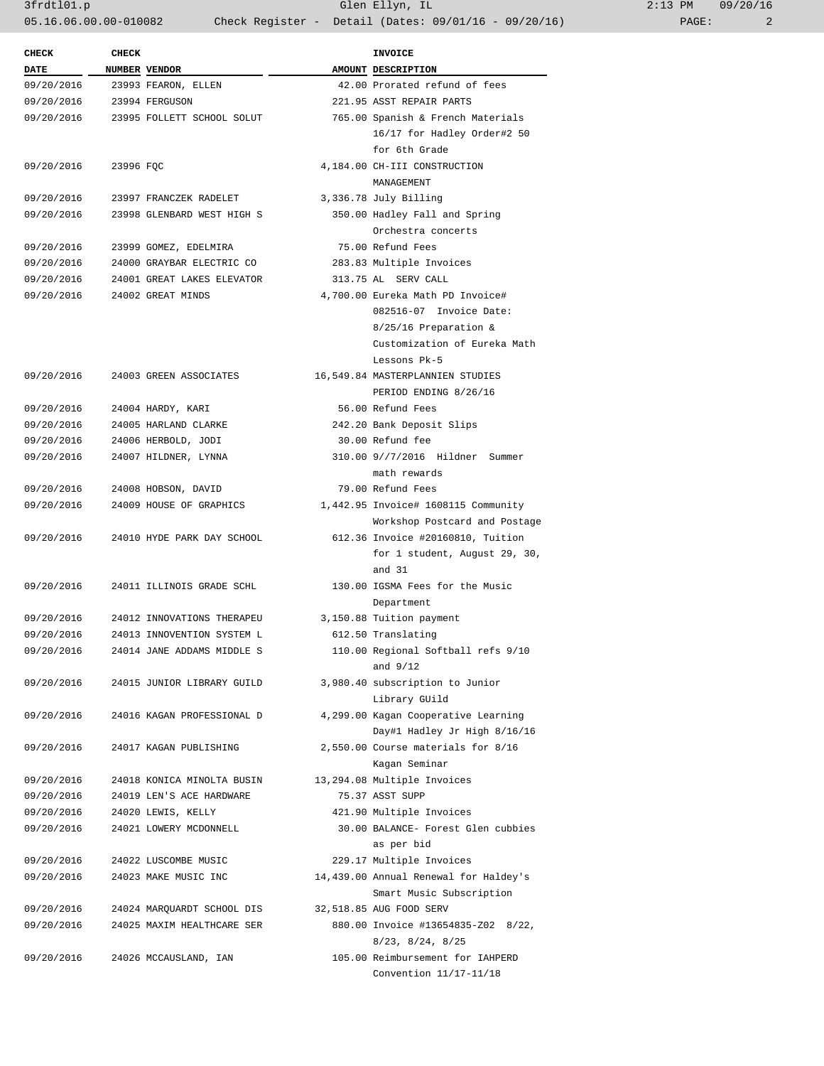| CHECK DATE | CHECK NUMBER | VENDOR | AMOUNT | INVOICE DESCRIPTION |
|---|---|---|---|---|
| 09/20/2016 | 23993 | FEARON, ELLEN | 42.00 | Prorated refund of fees |
| 09/20/2016 | 23994 | FERGUSON | 221.95 | ASST REPAIR PARTS |
| 09/20/2016 | 23995 | FOLLETT SCHOOL SOLUT | 765.00 | Spanish & French Materials 16/17 for Hadley Order#2 50 for 6th Grade |
| 09/20/2016 | 23996 | FQC | 4,184.00 | CH-III CONSTRUCTION MANAGEMENT |
| 09/20/2016 | 23997 | FRANCZEK RADELET | 3,336.78 | July Billing |
| 09/20/2016 | 23998 | GLENBARD WEST HIGH S | 350.00 | Hadley Fall and Spring Orchestra concerts |
| 09/20/2016 | 23999 | GOMEZ, EDELMIRA | 75.00 | Refund Fees |
| 09/20/2016 | 24000 | GRAYBAR ELECTRIC CO | 283.83 | Multiple Invoices |
| 09/20/2016 | 24001 | GREAT LAKES ELEVATOR | 313.75 | AL SERV CALL |
| 09/20/2016 | 24002 | GREAT MINDS | 4,700.00 | Eureka Math PD Invoice# 082516-07 Invoice Date: 8/25/16 Preparation & Customization of Eureka Math Lessons Pk-5 |
| 09/20/2016 | 24003 | GREEN ASSOCIATES | 16,549.84 | MASTERPLANNIEN STUDIES PERIOD ENDING 8/26/16 |
| 09/20/2016 | 24004 | HARDY, KARI | 56.00 | Refund Fees |
| 09/20/2016 | 24005 | HARLAND CLARKE | 242.20 | Bank Deposit Slips |
| 09/20/2016 | 24006 | HERBOLD, JODI | 30.00 | Refund fee |
| 09/20/2016 | 24007 | HILDNER, LYNNA | 310.00 | 9//7/2016 Hildner Summer math rewards |
| 09/20/2016 | 24008 | HOBSON, DAVID | 79.00 | Refund Fees |
| 09/20/2016 | 24009 | HOUSE OF GRAPHICS | 1,442.95 | Invoice# 1608115 Community Workshop Postcard and Postage |
| 09/20/2016 | 24010 | HYDE PARK DAY SCHOOL | 612.36 | Invoice #20160810, Tuition for 1 student, August 29, 30, and 31 |
| 09/20/2016 | 24011 | ILLINOIS GRADE SCHL | 130.00 | IGSMA Fees for the Music Department |
| 09/20/2016 | 24012 | INNOVATIONS THERAPEU | 3,150.88 | Tuition payment |
| 09/20/2016 | 24013 | INNOVENTION SYSTEM L | 612.50 | Translating |
| 09/20/2016 | 24014 | JANE ADDAMS MIDDLE S | 110.00 | Regional Softball refs 9/10 and 9/12 |
| 09/20/2016 | 24015 | JUNIOR LIBRARY GUILD | 3,980.40 | subscription to Junior Library GUild |
| 09/20/2016 | 24016 | KAGAN PROFESSIONAL D | 4,299.00 | Kagan Cooperative Learning Day#1 Hadley Jr High 8/16/16 |
| 09/20/2016 | 24017 | KAGAN PUBLISHING | 2,550.00 | Course materials for 8/16 Kagan Seminar |
| 09/20/2016 | 24018 | KONICA MINOLTA BUSIN | 13,294.08 | Multiple Invoices |
| 09/20/2016 | 24019 | LEN'S ACE HARDWARE | 75.37 | ASST SUPP |
| 09/20/2016 | 24020 | LEWIS, KELLY | 421.90 | Multiple Invoices |
| 09/20/2016 | 24021 | LOWERY MCDONNELL | 30.00 | BALANCE- Forest Glen cubbies as per bid |
| 09/20/2016 | 24022 | LUSCOMBE MUSIC | 229.17 | Multiple Invoices |
| 09/20/2016 | 24023 | MAKE MUSIC INC | 14,439.00 | Annual Renewal for Haldey's Smart Music Subscription |
| 09/20/2016 | 24024 | MARQUARDT SCHOOL DIS | 32,518.85 | AUG FOOD SERV |
| 09/20/2016 | 24025 | MAXIM HEALTHCARE SER | 880.00 | Invoice #13654835-Z02 8/22, 8/23, 8/24, 8/25 |
| 09/20/2016 | 24026 | MCCAUSLAND, IAN | 105.00 | Reimbursement for IAHPERD Convention 11/17-11/18 |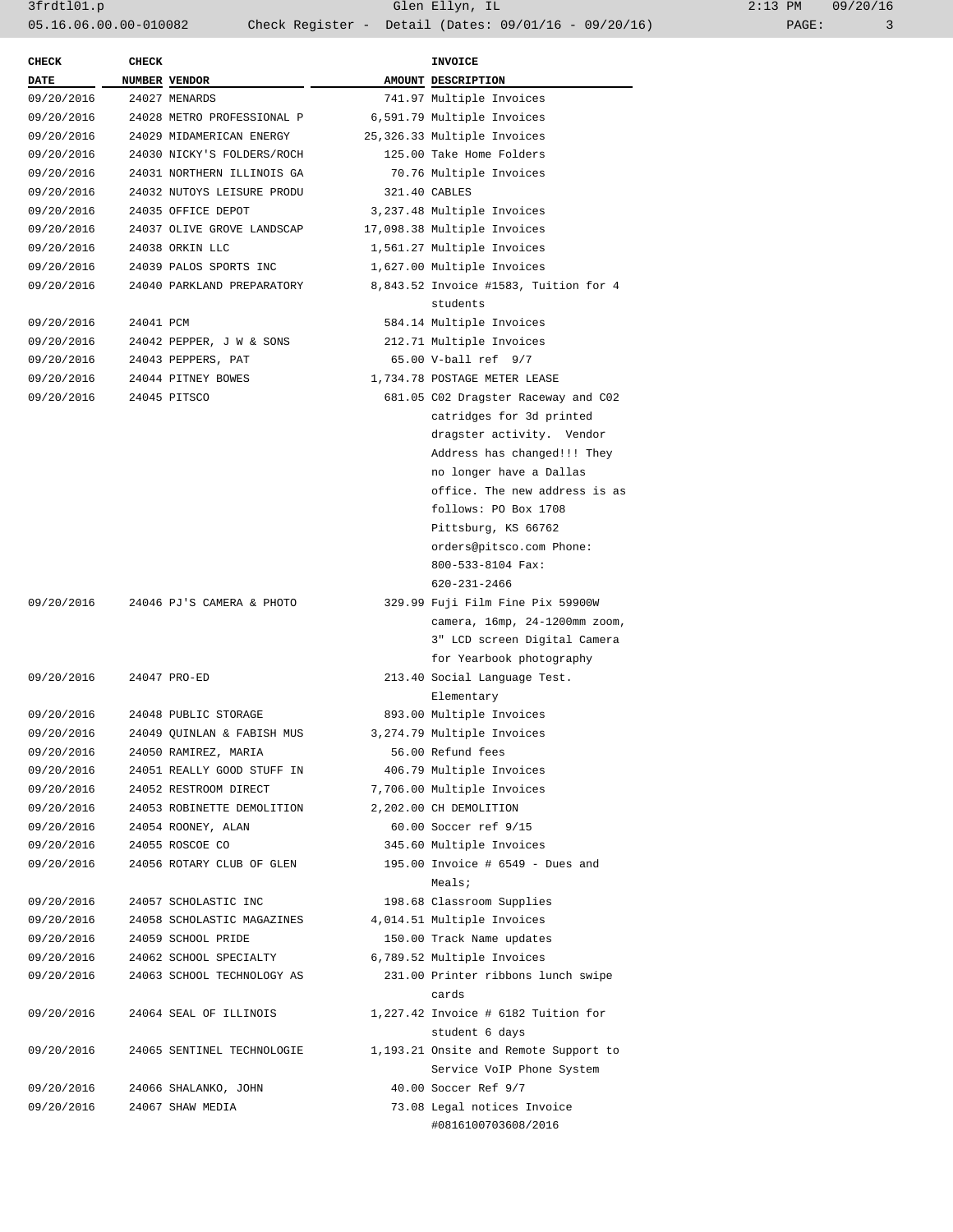| CHECK DATE | CHECK NUMBER | VENDOR | AMOUNT | INVOICE DESCRIPTION |
|---|---|---|---|---|
| 09/20/2016 | 24027 | MENARDS | 741.97 | Multiple Invoices |
| 09/20/2016 | 24028 | METRO PROFESSIONAL P | 6,591.79 | Multiple Invoices |
| 09/20/2016 | 24029 | MIDAMERICAN ENERGY | 25,326.33 | Multiple Invoices |
| 09/20/2016 | 24030 | NICKY'S FOLDERS/ROCH | 125.00 | Take Home Folders |
| 09/20/2016 | 24031 | NORTHERN ILLINOIS GA | 70.76 | Multiple Invoices |
| 09/20/2016 | 24032 | NUTOYS LEISURE PRODU | 321.40 | CABLES |
| 09/20/2016 | 24035 | OFFICE DEPOT | 3,237.48 | Multiple Invoices |
| 09/20/2016 | 24037 | OLIVE GROVE LANDSCAP | 17,098.38 | Multiple Invoices |
| 09/20/2016 | 24038 | ORKIN LLC | 1,561.27 | Multiple Invoices |
| 09/20/2016 | 24039 | PALOS SPORTS INC | 1,627.00 | Multiple Invoices |
| 09/20/2016 | 24040 | PARKLAND PREPARATORY | 8,843.52 | Invoice #1583, Tuition for 4 students |
| 09/20/2016 | 24041 | PCM | 584.14 | Multiple Invoices |
| 09/20/2016 | 24042 | PEPPER, J W & SONS | 212.71 | Multiple Invoices |
| 09/20/2016 | 24043 | PEPPERS, PAT | 65.00 | V-ball ref 9/7 |
| 09/20/2016 | 24044 | PITNEY BOWES | 1,734.78 | POSTAGE METER LEASE |
| 09/20/2016 | 24045 | PITSCO | 681.05 | C02 Dragster Raceway and C02 catridges for 3d printed dragster activity. Vendor Address has changed!!! They no longer have a Dallas office. The new address is as follows: PO Box 1708 Pittsburg, KS 66762 orders@pitsco.com Phone: 800-533-8104 Fax: 620-231-2466 |
| 09/20/2016 | 24046 | PJ'S CAMERA & PHOTO | 329.99 | Fuji Film Fine Pix 59900W camera, 16mp, 24-1200mm zoom, 3" LCD screen Digital Camera for Yearbook photography |
| 09/20/2016 | 24047 | PRO-ED | 213.40 | Social Language Test. Elementary |
| 09/20/2016 | 24048 | PUBLIC STORAGE | 893.00 | Multiple Invoices |
| 09/20/2016 | 24049 | QUINLAN & FABISH MUS | 3,274.79 | Multiple Invoices |
| 09/20/2016 | 24050 | RAMIREZ, MARIA | 56.00 | Refund fees |
| 09/20/2016 | 24051 | REALLY GOOD STUFF IN | 406.79 | Multiple Invoices |
| 09/20/2016 | 24052 | RESTROOM DIRECT | 7,706.00 | Multiple Invoices |
| 09/20/2016 | 24053 | ROBINETTE DEMOLITION | 2,202.00 | CH DEMOLITION |
| 09/20/2016 | 24054 | ROONEY, ALAN | 60.00 | Soccer ref 9/15 |
| 09/20/2016 | 24055 | ROSCOE CO | 345.60 | Multiple Invoices |
| 09/20/2016 | 24056 | ROTARY CLUB OF GLEN | 195.00 | Invoice # 6549 - Dues and Meals; |
| 09/20/2016 | 24057 | SCHOLASTIC INC | 198.68 | Classroom Supplies |
| 09/20/2016 | 24058 | SCHOLASTIC MAGAZINES | 4,014.51 | Multiple Invoices |
| 09/20/2016 | 24059 | SCHOOL PRIDE | 150.00 | Track Name updates |
| 09/20/2016 | 24062 | SCHOOL SPECIALTY | 6,789.52 | Multiple Invoices |
| 09/20/2016 | 24063 | SCHOOL TECHNOLOGY AS | 231.00 | Printer ribbons lunch swipe cards |
| 09/20/2016 | 24064 | SEAL OF ILLINOIS | 1,227.42 | Invoice # 6182 Tuition for student 6 days |
| 09/20/2016 | 24065 | SENTINEL TECHNOLOGIE | 1,193.21 | Onsite and Remote Support to Service VoIP Phone System |
| 09/20/2016 | 24066 | SHALANKO, JOHN | 40.00 | Soccer Ref 9/7 |
| 09/20/2016 | 24067 | SHAW MEDIA | 73.08 | Legal notices Invoice #0816100703608/2016 |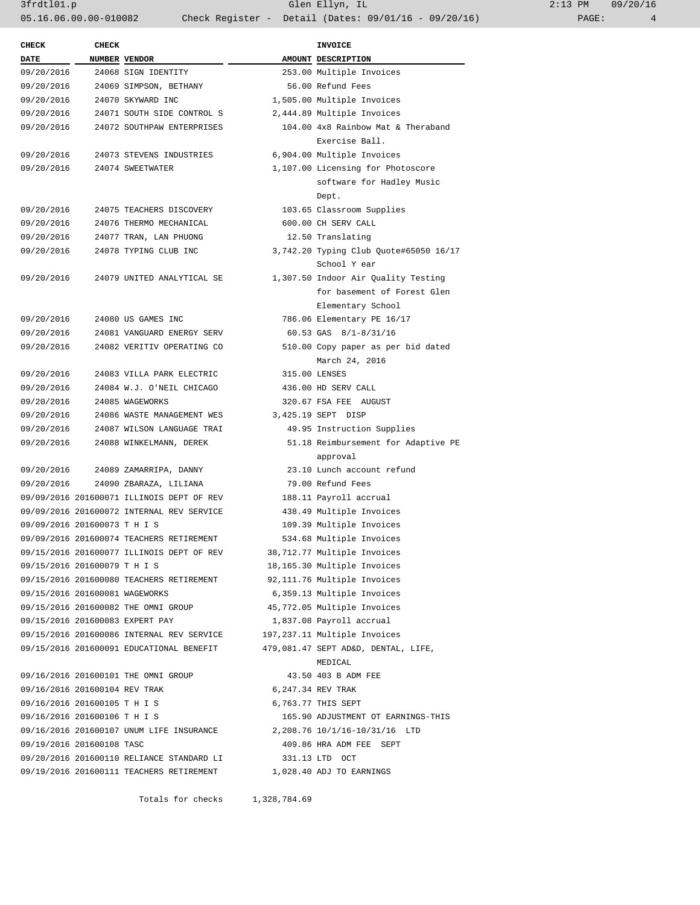| CHECK DATE | CHECK NUMBER | VENDOR | AMOUNT | INVOICE DESCRIPTION |
|---|---|---|---|---|
| 09/20/2016 | 24068 | SIGN IDENTITY | 253.00 | Multiple Invoices |
| 09/20/2016 | 24069 | SIMPSON, BETHANY | 56.00 | Refund Fees |
| 09/20/2016 | 24070 | SKYWARD INC | 1,505.00 | Multiple Invoices |
| 09/20/2016 | 24071 | SOUTH SIDE CONTROL S | 2,444.89 | Multiple Invoices |
| 09/20/2016 | 24072 | SOUTHPAW ENTERPRISES | 104.00 | 4x8 Rainbow Mat & Theraband Exercise Ball. |
| 09/20/2016 | 24073 | STEVENS INDUSTRIES | 6,904.00 | Multiple Invoices |
| 09/20/2016 | 24074 | SWEETWATER | 1,107.00 | Licensing for Photoscore software for Hadley Music Dept. |
| 09/20/2016 | 24075 | TEACHERS DISCOVERY | 103.65 | Classroom Supplies |
| 09/20/2016 | 24076 | THERMO MECHANICAL | 600.00 | CH SERV CALL |
| 09/20/2016 | 24077 | TRAN, LAN PHUONG | 12.50 | Translating |
| 09/20/2016 | 24078 | TYPING CLUB INC | 3,742.20 | Typing Club Quote#65050 16/17 School Y ear |
| 09/20/2016 | 24079 | UNITED ANALYTICAL SE | 1,307.50 | Indoor Air Quality Testing for basement of Forest Glen Elementary School |
| 09/20/2016 | 24080 | US GAMES INC | 786.06 | Elementary PE 16/17 |
| 09/20/2016 | 24081 | VANGUARD ENERGY SERV | 60.53 | GAS 8/1-8/31/16 |
| 09/20/2016 | 24082 | VERITIV OPERATING CO | 510.00 | Copy paper as per bid dated March 24, 2016 |
| 09/20/2016 | 24083 | VILLA PARK ELECTRIC | 315.00 | LENSES |
| 09/20/2016 | 24084 | W.J. O'NEIL CHICAGO | 436.00 | HD SERV CALL |
| 09/20/2016 | 24085 | WAGEWORKS | 320.67 | FSA FEE AUGUST |
| 09/20/2016 | 24086 | WASTE MANAGEMENT WES | 3,425.19 | SEPT DISP |
| 09/20/2016 | 24087 | WILSON LANGUAGE TRAI | 49.95 | Instruction Supplies |
| 09/20/2016 | 24088 | WINKELMANN, DEREK | 51.18 | Reimbursement for Adaptive PE approval |
| 09/20/2016 | 24089 | ZAMARRIPA, DANNY | 23.10 | Lunch account refund |
| 09/20/2016 | 24090 | ZBARAZA, LILIANA | 79.00 | Refund Fees |
| 09/09/2016 | 201600071 | ILLINOIS DEPT OF REV | 188.11 | Payroll accrual |
| 09/09/2016 | 201600072 | INTERNAL REV SERVICE | 438.49 | Multiple Invoices |
| 09/09/2016 | 201600073 | T H I S | 109.39 | Multiple Invoices |
| 09/09/2016 | 201600074 | TEACHERS RETIREMENT | 534.68 | Multiple Invoices |
| 09/15/2016 | 201600077 | ILLINOIS DEPT OF REV | 38,712.77 | Multiple Invoices |
| 09/15/2016 | 201600079 | T H I S | 18,165.30 | Multiple Invoices |
| 09/15/2016 | 201600080 | TEACHERS RETIREMENT | 92,111.76 | Multiple Invoices |
| 09/15/2016 | 201600081 | WAGEWORKS | 6,359.13 | Multiple Invoices |
| 09/15/2016 | 201600082 | THE OMNI GROUP | 45,772.05 | Multiple Invoices |
| 09/15/2016 | 201600083 | EXPERT PAY | 1,837.08 | Payroll accrual |
| 09/15/2016 | 201600086 | INTERNAL REV SERVICE | 197,237.11 | Multiple Invoices |
| 09/15/2016 | 201600091 | EDUCATIONAL BENEFIT | 479,081.47 | SEPT AD&D, DENTAL, LIFE, MEDICAL |
| 09/16/2016 | 201600101 | THE OMNI GROUP | 43.50 | 403 B ADM FEE |
| 09/16/2016 | 201600104 | REV TRAK | 6,247.34 | REV TRAK |
| 09/16/2016 | 201600105 | T H I S | 6,763.77 | THIS SEPT |
| 09/16/2016 | 201600106 | T H I S | 165.90 | ADJUSTMENT OT EARNINGS-THIS |
| 09/16/2016 | 201600107 | UNUM LIFE INSURANCE | 2,208.76 | 10/1/16-10/31/16 LTD |
| 09/19/2016 | 201600108 | TASC | 409.86 | HRA ADM FEE SEPT |
| 09/20/2016 | 201600110 | RELIANCE STANDARD LI | 331.13 | LTD OCT |
| 09/19/2016 | 201600111 | TEACHERS RETIREMENT | 1,028.40 | ADJ TO EARNINGS |
| | | Totals for checks | 1,328,784.69 | |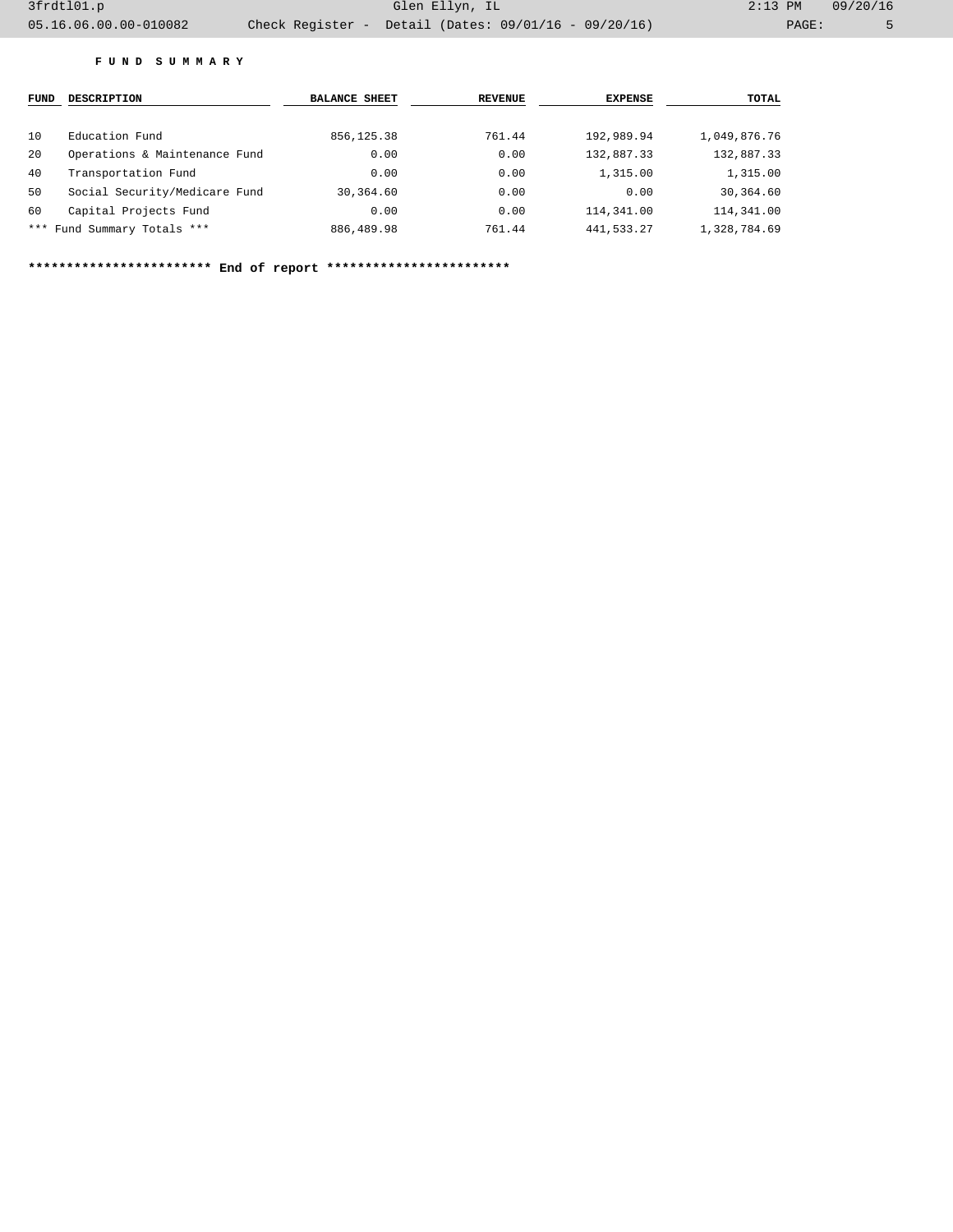**F U N D  S U M M A R Y**

| FUND | DESCRIPTION | BALANCE SHEET | REVENUE | EXPENSE | TOTAL |
|---|---|---|---|---|---|
| 10 | Education Fund | 856,125.38 | 761.44 | 192,989.94 | 1,049,876.76 |
| 20 | Operations & Maintenance Fund | 0.00 | 0.00 | 132,887.33 | 132,887.33 |
| 40 | Transportation Fund | 0.00 | 0.00 | 1,315.00 | 1,315.00 |
| 50 | Social Security/Medicare Fund | 30,364.60 | 0.00 | 0.00 | 30,364.60 |
| 60 | Capital Projects Fund | 0.00 | 0.00 | 114,341.00 | 114,341.00 |
| *** Fund Summary Totals *** | | 886,489.98 | 761.44 | 441,533.27 | 1,328,784.69 |

************************ **End of report** ************************